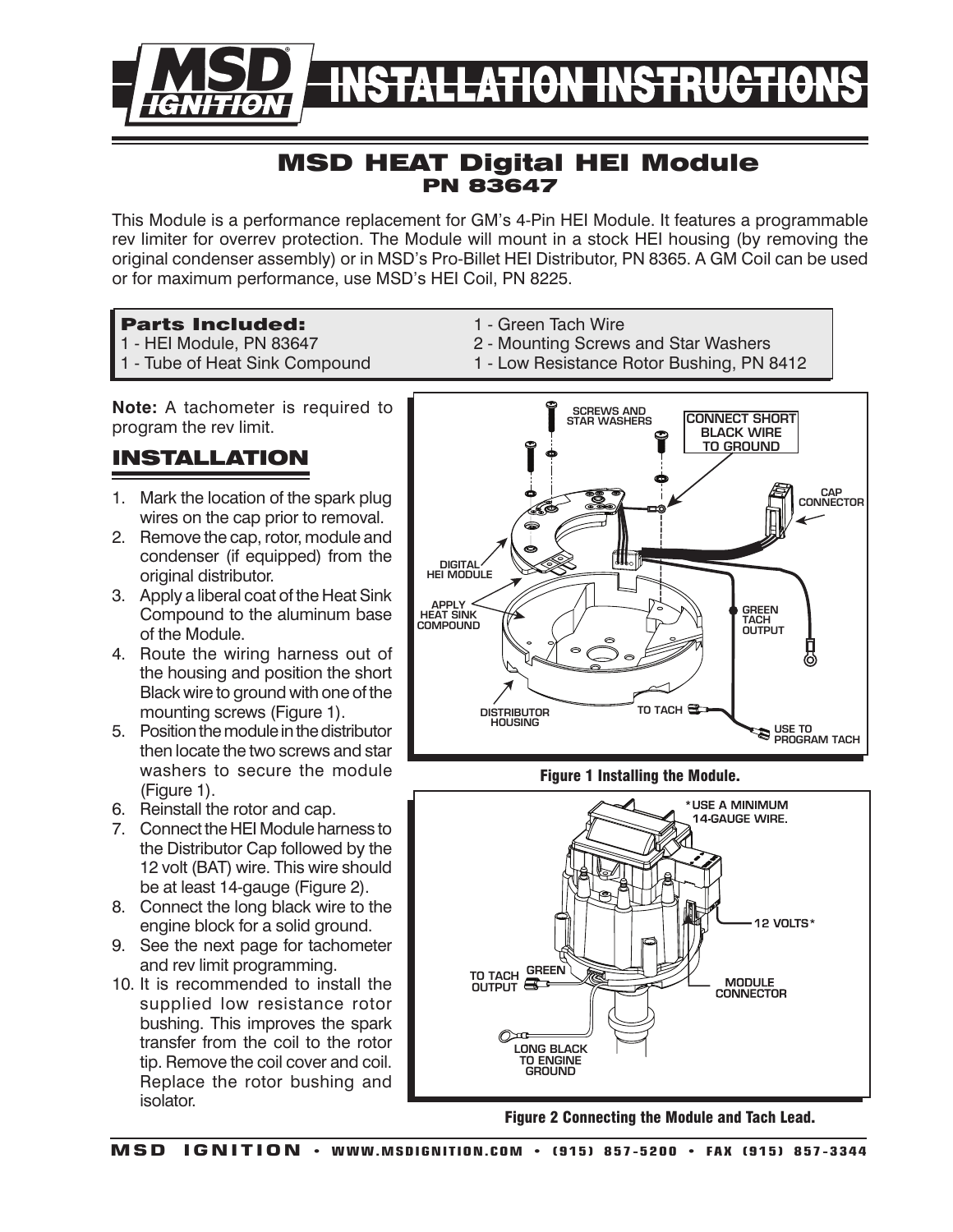# INSTALLATION INSTRUCTIONS

## MSD HEAT Digital HEI Module
**PN 83647**

This Module is a performance replacement for GM's 4-Pin HEI Module. It features a programmable rev limiter for overrev protection. The Module will mount in a stock HEI housing (by removing the original condenser assembly) or in MSD's Pro-Billet HEI Distributor, PN 8365. A GM Coil can be used or for maximum performance, use MSD's HEI Coil, PN 8225.

**Parts Included:**
- 1 - HEI Module, PN 83647
- 1 - Tube of Heat Sink Compound
- 1 - Green Tach Wire
- 2 - Mounting Screws and Star Washers
- 1 - Low Resistance Rotor Bushing, PN 8412

**Note:** A tachometer is required to program the rev limit.

## INSTALLATION

1. Mark the location of the spark plug wires on the cap prior to removal.
2. Remove the cap, rotor, module and condenser (if equipped) from the original distributor.
3. Apply a liberal coat of the Heat Sink Compound to the aluminum base of the Module.
4. Route the wiring harness out of the housing and position the short Black wire to ground with one of the mounting screws (Figure 1).
5. Position the module in the distributor then locate the two screws and star washers to secure the module (Figure 1).
6. Reinstall the rotor and cap.
7. Connect the HEI Module harness to the Distributor Cap followed by the 12 volt (BAT) wire. This wire should be at least 14-gauge (Figure 2).
8. Connect the long black wire to the engine block for a solid ground.
9. See the next page for tachometer and rev limit programming.
10. It is recommended to install the supplied low resistance rotor bushing. This improves the spark transfer from the coil to the rotor tip. Remove the coil cover and coil. Replace the rotor bushing and isolator.

SCREWS AND STAR WASHERS
CONNECT SHORT BLACK WIRE TO GROUND
CAP CONNECTOR
DIGITAL HEI MODULE
APPLY HEAT SINK COMPOUND
GREEN TACH OUTPUT
DISTRIBUTOR HOUSING
TO TACH
USE TO PROGRAM TACH

**Figure 1 Installing the Module.**

*USE A MINIMUM 14-GAUGE WIRE.
12 VOLTS*
TO TACH OUTPUT
GREEN
MODULE CONNECTOR
LONG BLACK TO ENGINE GROUND

**Figure 2 Connecting the Module and Tach Lead.**

MSD IGNITION • WWW.MSDIGNITION.COM • (915) 857-5200 • FAX (915) 857-3344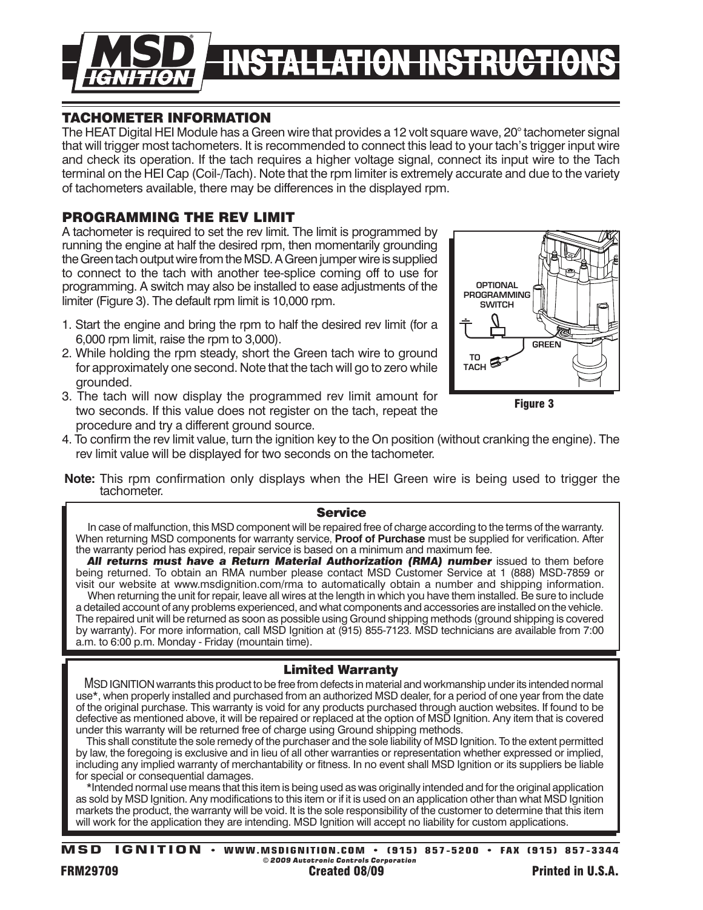# INSTALLATION INSTRUCTIONS

## TACHOMETER INFORMATION

The HEAT Digital HEI Module has a Green wire that provides a 12 volt square wave, 20° tachometer signal that will trigger most tachometers. It is recommended to connect this lead to your tach's trigger input wire and check its operation. If the tach requires a higher voltage signal, connect its input wire to the Tach terminal on the HEI Cap (Coil-/Tach). Note that the rpm limiter is extremely accurate and due to the variety of tachometers available, there may be differences in the displayed rpm.

## PROGRAMMING THE REV LIMIT

A tachometer is required to set the rev limit. The limit is programmed by running the engine at half the desired rpm, then momentarily grounding the Green tach output wire from the MSD. A Green jumper wire is supplied to connect to the tach with another tee-splice coming off to use for programming. A switch may also be installed to ease adjustments of the limiter (Figure 3). The default rpm limit is 10,000 rpm.

OPTIONAL PROGRAMMING SWITCH

GREEN

TO TACH

Figure 3

1. Start the engine and bring the rpm to half the desired rev limit (for a 6,000 rpm limit, raise the rpm to 3,000).
2. While holding the rpm steady, short the Green tach wire to ground for approximately one second. Note that the tach will go to zero while grounded.
3. The tach will now display the programmed rev limit amount for two seconds. If this value does not register on the tach, repeat the procedure and try a different ground source.
4. To confirm the rev limit value, turn the ignition key to the On position (without cranking the engine). The rev limit value will be displayed for two seconds on the tachometer.

**Note:** This rpm confirmation only displays when the HEI Green wire is being used to trigger the tachometer.

### Service

In case of malfunction, this MSD component will be repaired free of charge according to the terms of the warranty. When returning MSD components for warranty service, **Proof of Purchase** must be supplied for verification. After the warranty period has expired, repair service is based on a minimum and maximum fee.

***All returns must have a Return Material Authorization (RMA) number*** issued to them before being returned. To obtain an RMA number please contact MSD Customer Service at 1 (888) MSD-7859 or visit our website at www.msdignition.com/rma to automatically obtain a number and shipping information.

When returning the unit for repair, leave all wires at the length in which you have them installed. Be sure to include a detailed account of any problems experienced, and what components and accessories are installed on the vehicle. The repaired unit will be returned as soon as possible using Ground shipping methods (ground shipping is covered by warranty). For more information, call MSD Ignition at (915) 855-7123. MSD technicians are available from 7:00 a.m. to 6:00 p.m. Monday - Friday (mountain time).

### Limited Warranty

MSD IGNITION warrants this product to be free from defects in material and workmanship under its intended normal use*, when properly installed and purchased from an authorized MSD dealer, for a period of one year from the date of the original purchase. This warranty is void for any products purchased through auction websites. If found to be defective as mentioned above, it will be repaired or replaced at the option of MSD Ignition. Any item that is covered under this warranty will be returned free of charge using Ground shipping methods.

This shall constitute the sole remedy of the purchaser and the sole liability of MSD Ignition. To the extent permitted by law, the foregoing is exclusive and in lieu of all other warranties or representation whether expressed or implied, including any implied warranty of merchantability or fitness. In no event shall MSD Ignition or its suppliers be liable for special or consequential damages.

*Intended normal use means that this item is being used as was originally intended and for the original application as sold by MSD Ignition. Any modifications to this item or if it is used on an application other than what MSD Ignition markets the product, the warranty will be void. It is the sole responsibility of the customer to determine that this item will work for the application they are intending. MSD Ignition will accept no liability for custom applications.

MSD IGNITION • WWW.MSDIGNITION.COM • (915) 857-5200 • FAX (915) 857-3344

© 2009 Autotronic Controls Corporation

FRM29709 Created 08/09 Printed in U.S.A.